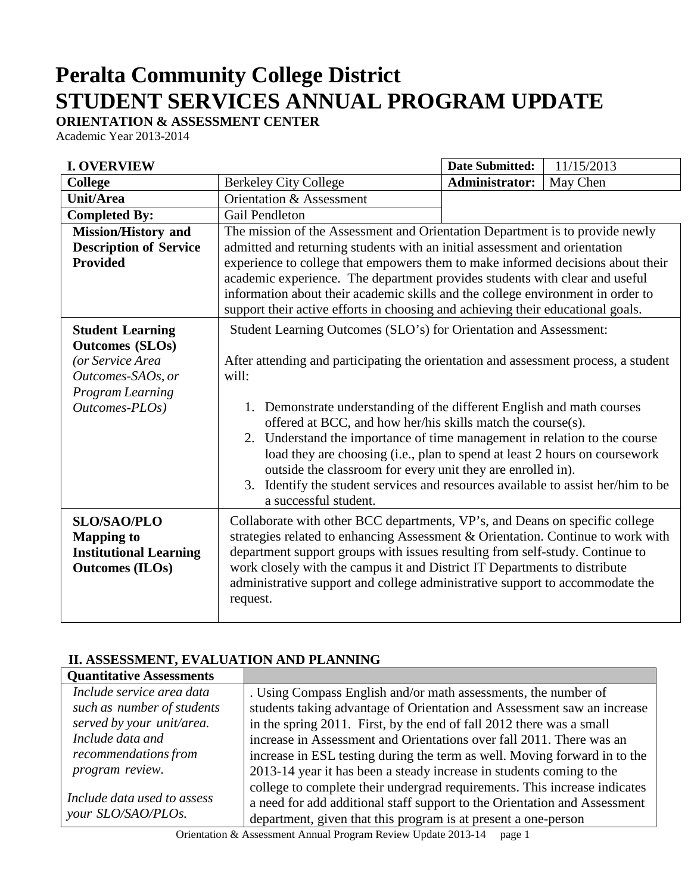# Peralta Community College District

# STUDENT SERVICES ANNUAL PROGRAM UPDATE

**ORIENTATION & ASSESSMENT CENTER**

Academic Year 2013-2014

| **I. OVERVIEW** | | **Date Submitted:** | 11/15/2013 |
|---|---|---|---|
| **College** | Berkeley City College | **Administrator:** | May Chen |
| **Unit/Area** | Orientation & Assessment | | |
| **Completed By:** | Gail Pendleton | | |
| **Mission/History and Description of Service Provided** | The mission of the Assessment and Orientation Department is to provide newly admitted and returning students with an initial assessment and orientation experience to college that empowers them to make informed decisions about their academic experience. The department provides students with clear and useful information about their academic skills and the college environment in order to support their active efforts in choosing and achieving their educational goals. | | |
| **Student Learning Outcomes (SLOs)** *(or Service Area Outcomes-SAOs, or Program Learning Outcomes-PLOs)* | Student Learning Outcomes (SLO's) for Orientation and Assessment:<br><br>After attending and participating the orientation and assessment process, a student will:<br><br>1. Demonstrate understanding of the different English and math courses offered at BCC, and how her/his skills match the course(s).<br>2. Understand the importance of time management in relation to the course load they are choosing (i.e., plan to spend at least 2 hours on coursework outside the classroom for every unit they are enrolled in).<br>3. Identify the student services and resources available to assist her/him to be a successful student. | | |
| **SLO/SAO/PLO Mapping to Institutional Learning Outcomes (ILOs)** | Collaborate with other BCC departments, VP's, and Deans on specific college strategies related to enhancing Assessment & Orientation. Continue to work with department support groups with issues resulting from self-study. Continue to work closely with the campus it and District IT Departments to distribute administrative support and college administrative support to accommodate the request. | | |

## II. ASSESSMENT, EVALUATION AND PLANNING

| **Quantitative Assessments** | |
|---|---|
| *Include service area data such as number of students served by your unit/area. Include data and recommendations from program review.*<br><br>*Include data used to assess your SLO/SAO/PLOs.* | . Using Compass English and/or math assessments, the number of students taking advantage of Orientation and Assessment saw an increase in the spring 2011. First, by the end of fall 2012 there was a small increase in Assessment and Orientations over fall 2011. There was an increase in ESL testing during the term as well. Moving forward in to the 2013-14 year it has been a steady increase in students coming to the college to complete their undergrad requirements. This increase indicates a need for add additional staff support to the Orientation and Assessment department, given that this program is at present a one-person |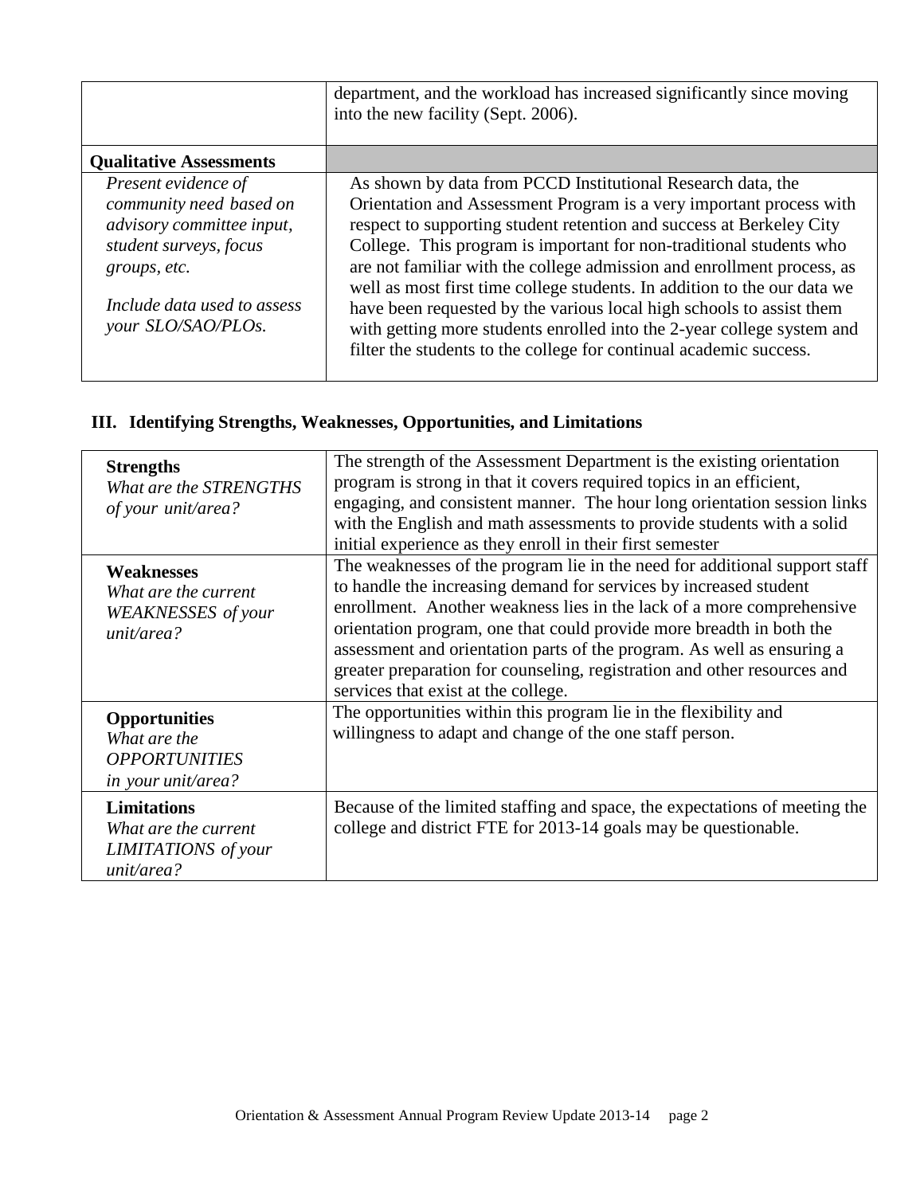| | |
|---|---|
| | department, and the workload has increased significantly since moving into the new facility (Sept. 2006). |
| **Qualitative Assessments** | |
| *Present evidence of community need based on advisory committee input, student surveys, focus groups, etc.*<br><br>*Include data used to assess your SLO/SAO/PLOs.* | As shown by data from PCCD Institutional Research data, the Orientation and Assessment Program is a very important process with respect to supporting student retention and success at Berkeley City College. This program is important for non-traditional students who are not familiar with the college admission and enrollment process, as well as most first time college students. In addition to the our data we have been requested by the various local high schools to assist them with getting more students enrolled into the 2-year college system and filter the students to the college for continual academic success. |

## III. Identifying Strengths, Weaknesses, Opportunities, and Limitations

| | |
|---|---|
| **Strengths**<br>*What are the STRENGTHS of your unit/area?* | The strength of the Assessment Department is the existing orientation program is strong in that it covers required topics in an efficient, engaging, and consistent manner. The hour long orientation session links with the English and math assessments to provide students with a solid initial experience as they enroll in their first semester |
| **Weaknesses**<br>*What are the current WEAKNESSES of your unit/area?* | The weaknesses of the program lie in the need for additional support staff to handle the increasing demand for services by increased student enrollment. Another weakness lies in the lack of a more comprehensive orientation program, one that could provide more breadth in both the assessment and orientation parts of the program. As well as ensuring a greater preparation for counseling, registration and other resources and services that exist at the college. |
| **Opportunities**<br>*What are the OPPORTUNITIES in your unit/area?* | The opportunities within this program lie in the flexibility and willingness to adapt and change of the one staff person. |
| **Limitations**<br>*What are the current LIMITATIONS of your unit/area?* | Because of the limited staffing and space, the expectations of meeting the college and district FTE for 2013-14 goals may be questionable. |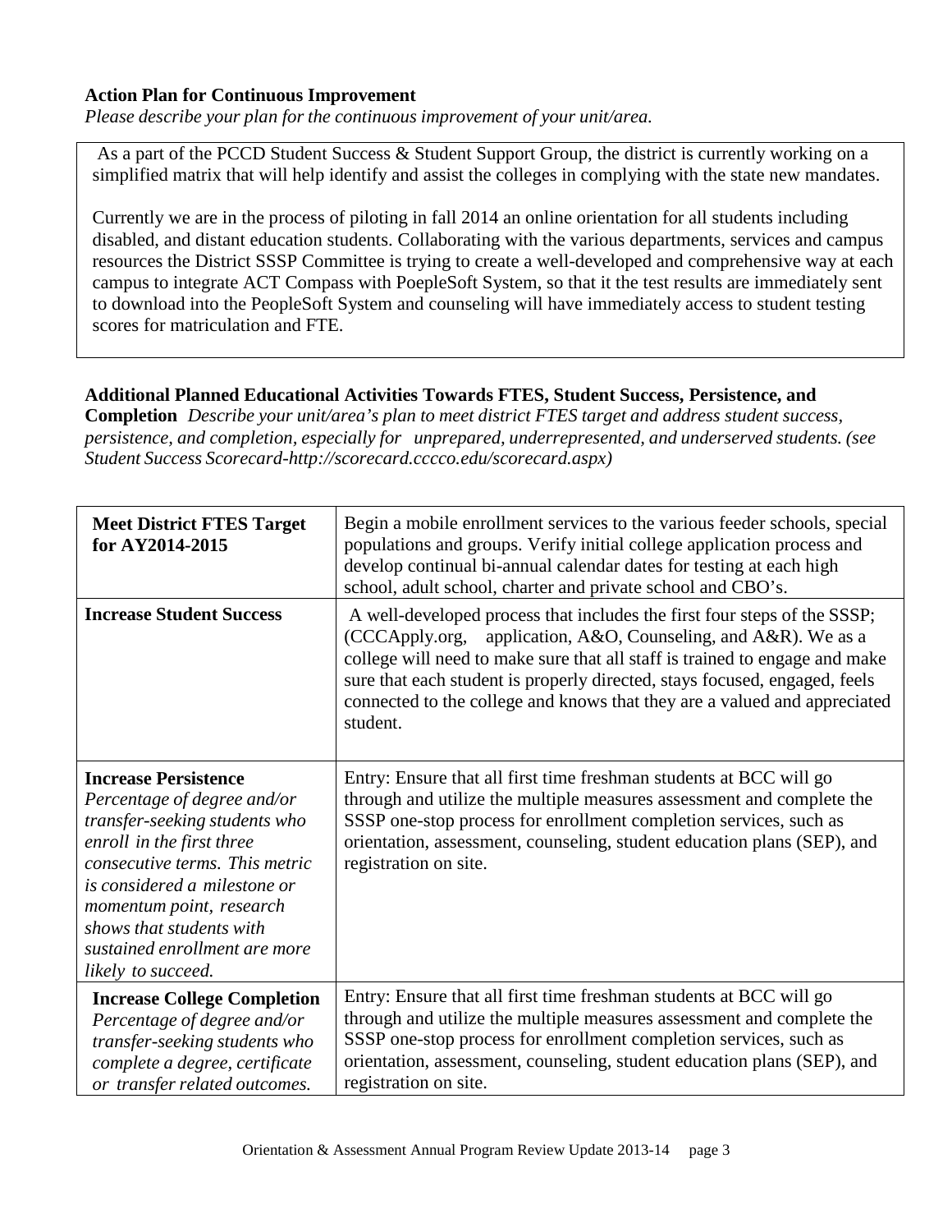**Action Plan for Continuous Improvement**

*Please describe your plan for the continuous improvement of your unit/area.*

As a part of the PCCD Student Success & Student Support Group, the district is currently working on a simplified matrix that will help identify and assist the colleges in complying with the state new mandates.

Currently we are in the process of piloting in fall 2014 an online orientation for all students including disabled, and distant education students. Collaborating with the various departments, services and campus resources the District SSSP Committee is trying to create a well-developed and comprehensive way at each campus to integrate ACT Compass with PoepleSoft System, so that it the test results are immediately sent to download into the PeopleSoft System and counseling will have immediately access to student testing scores for matriculation and FTE.

**Additional Planned Educational Activities Towards FTES, Student Success, Persistence, and Completion** *Describe your unit/area's plan to meet district FTES target and address student success, persistence, and completion, especially for unprepared, underrepresented, and underserved students. (see Student Success Scorecard-http://scorecard.cccco.edu/scorecard.aspx)*

| | |
|---|---|
| **Meet District FTES Target for AY2014-2015** | Begin a mobile enrollment services to the various feeder schools, special populations and groups. Verify initial college application process and develop continual bi-annual calendar dates for testing at each high school, adult school, charter and private school and CBO's. |
| **Increase Student Success** | A well-developed process that includes the first four steps of the SSSP; (CCCApply.org, application, A&O, Counseling, and A&R). We as a college will need to make sure that all staff is trained to engage and make sure that each student is properly directed, stays focused, engaged, feels connected to the college and knows that they are a valued and appreciated student. |
| **Increase Persistence** *Percentage of degree and/or transfer-seeking students who enroll in the first three consecutive terms. This metric is considered a milestone or momentum point, research shows that students with sustained enrollment are more likely to succeed.* | Entry: Ensure that all first time freshman students at BCC will go through and utilize the multiple measures assessment and complete the SSSP one-stop process for enrollment completion services, such as orientation, assessment, counseling, student education plans (SEP), and registration on site. |
| **Increase College Completion** *Percentage of degree and/or transfer-seeking students who complete a degree, certificate or transfer related outcomes.* | Entry: Ensure that all first time freshman students at BCC will go through and utilize the multiple measures assessment and complete the SSSP one-stop process for enrollment completion services, such as orientation, assessment, counseling, student education plans (SEP), and registration on site. |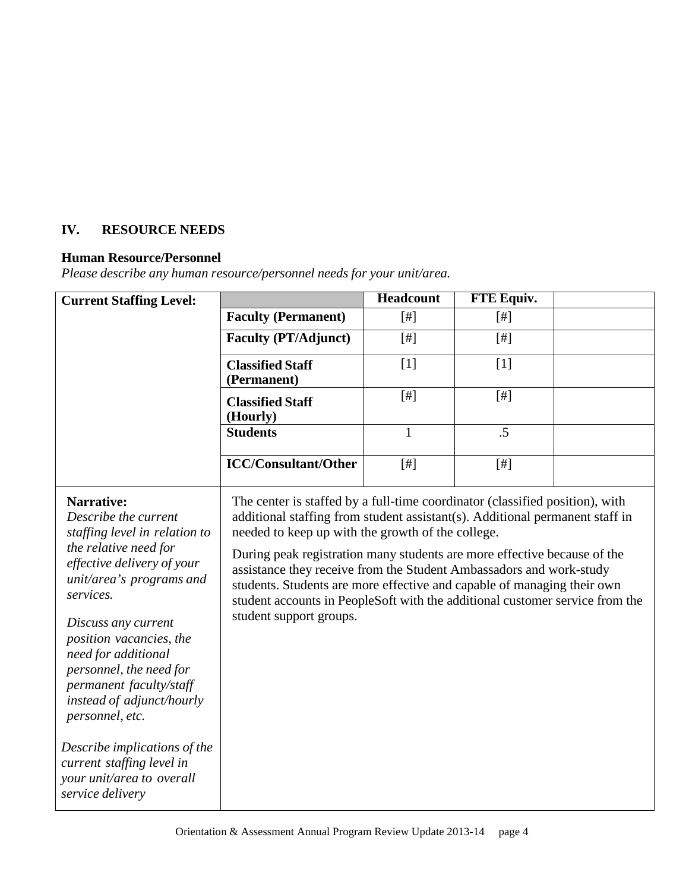## IV. RESOURCE NEEDS

### Human Resource/Personnel

*Please describe any human resource/personnel needs for your unit/area.*

| Current Staffing Level: | | Headcount | FTE Equiv. | |
|---|---|---|---|---|
| | **Faculty (Permanent)** | [#] | [#] | |
| | **Faculty (PT/Adjunct)** | [#] | [#] | |
| | **Classified Staff (Permanent)** | [1] | [1] | |
| | **Classified Staff (Hourly)** | [#] | [#] | |
| | **Students** | 1 | .5 | |
| | **ICC/Consultant/Other** | [#] | [#] | |

| | |
|---|---|
| **Narrative:** *Describe the current staffing level in relation to the relative need for effective delivery of your unit/area's programs and services.* *Discuss any current position vacancies, the need for additional personnel, the need for permanent faculty/staff instead of adjunct/hourly personnel, etc.* *Describe implications of the current staffing level in your unit/area to overall service delivery* | The center is staffed by a full-time coordinator (classified position), with additional staffing from student assistant(s). Additional permanent staff in needed to keep up with the growth of the college. During peak registration many students are more effective because of the assistance they receive from the Student Ambassadors and work-study students. Students are more effective and capable of managing their own student accounts in PeopleSoft with the additional customer service from the student support groups. |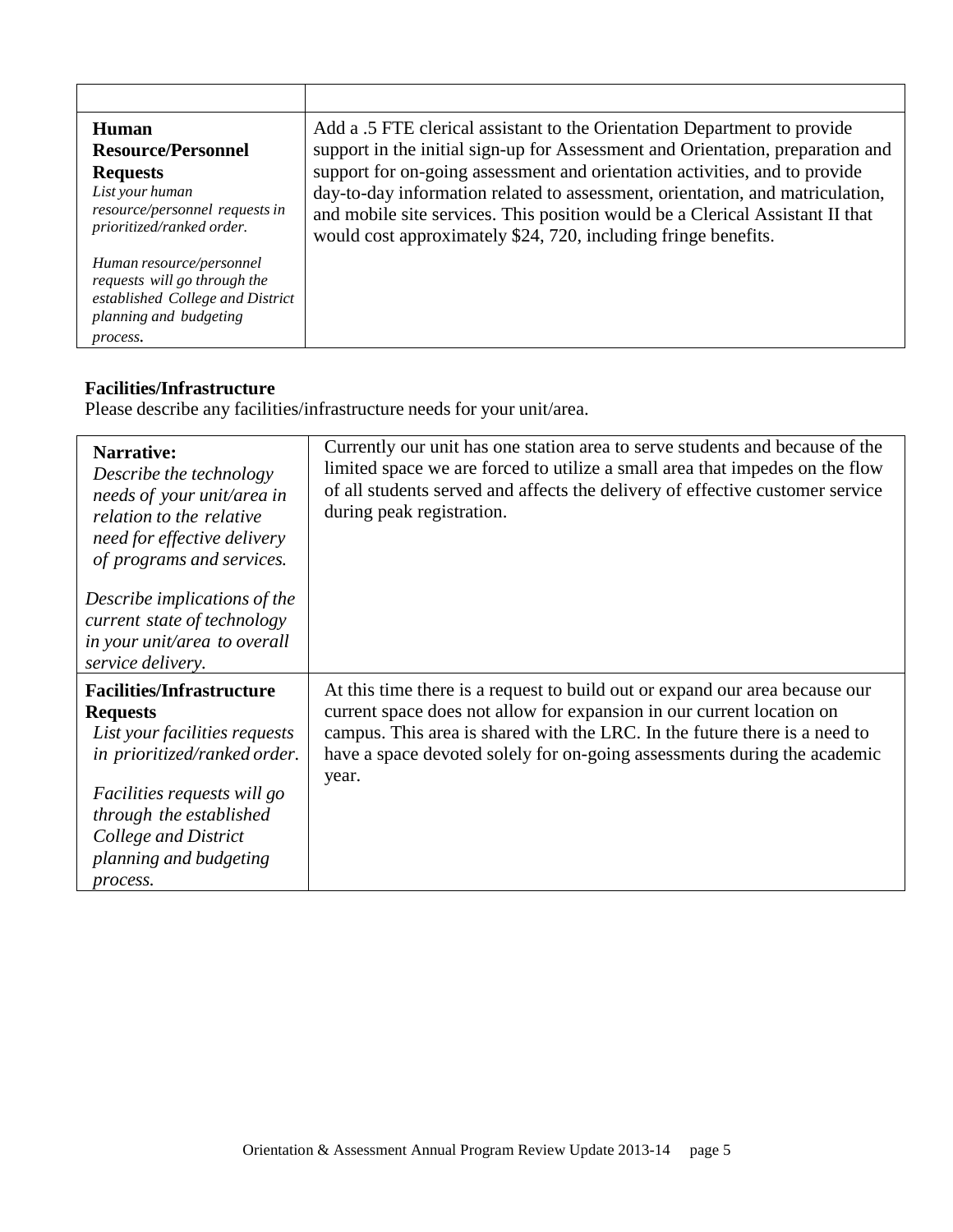| | |
|---|---|
| **Human Resource/Personnel Requests**<br>*List your human resource/personnel requests in prioritized/ranked order.*<br><br>*Human resource/personnel requests will go through the established College and District planning and budgeting process.* | Add a .5 FTE clerical assistant to the Orientation Department to provide support in the initial sign-up for Assessment and Orientation, preparation and support for on-going assessment and orientation activities, and to provide day-to-day information related to assessment, orientation, and matriculation, and mobile site services. This position would be a Clerical Assistant II that would cost approximately $24, 720, including fringe benefits. |

**Facilities/Infrastructure**

Please describe any facilities/infrastructure needs for your unit/area.

| | |
|---|---|
| **Narrative:**<br>*Describe the technology needs of your unit/area in relation to the relative need for effective delivery of programs and services.*<br><br>*Describe implications of the current state of technology in your unit/area to overall service delivery.* | Currently our unit has one station area to serve students and because of the limited space we are forced to utilize a small area that impedes on the flow of all students served and affects the delivery of effective customer service during peak registration. |
| **Facilities/Infrastructure Requests**<br>*List your facilities requests in prioritized/ranked order.*<br><br>*Facilities requests will go through the established College and District planning and budgeting process.* | At this time there is a request to build out or expand our area because our current space does not allow for expansion in our current location on campus. This area is shared with the LRC. In the future there is a need to have a space devoted solely for on-going assessments during the academic year. |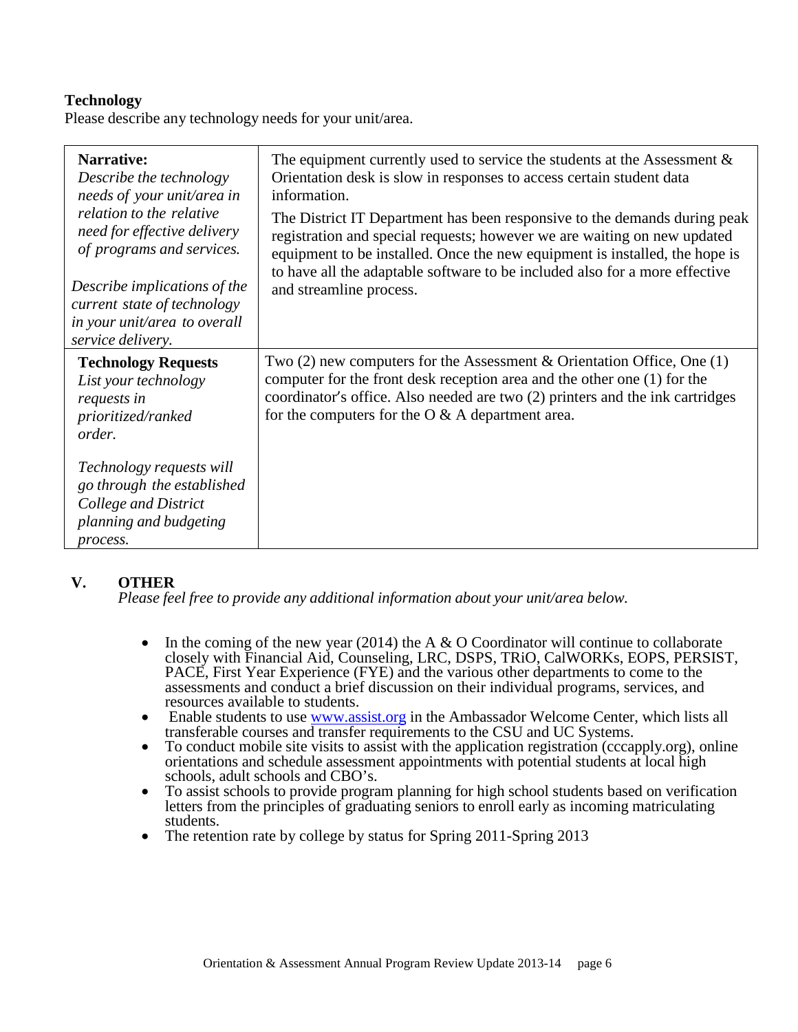**Technology**

Please describe any technology needs for your unit/area.

| | |
|---|---|
| **Narrative:**<br>*Describe the technology needs of your unit/area in relation to the relative need for effective delivery of programs and services.*<br><br>*Describe implications of the current state of technology in your unit/area to overall service delivery.* | The equipment currently used to service the students at the Assessment & Orientation desk is slow in responses to access certain student data information.<br><br>The District IT Department has been responsive to the demands during peak registration and special requests; however we are waiting on new updated equipment to be installed. Once the new equipment is installed, the hope is to have all the adaptable software to be included also for a more effective and streamline process. |
| **Technology Requests**<br>*List your technology requests in prioritized/ranked order.*<br><br>*Technology requests will go through the established College and District planning and budgeting process.* | Two (2) new computers for the Assessment & Orientation Office, One (1) computer for the front desk reception area and the other one (1) for the coordinator's office. Also needed are two (2) printers and the ink cartridges for the computers for the O & A department area. |

## V. OTHER

*Please feel free to provide any additional information about your unit/area below.*

- In the coming of the new year (2014) the A & O Coordinator will continue to collaborate closely with Financial Aid, Counseling, LRC, DSPS, TRiO, CalWORKs, EOPS, PERSIST, PACE, First Year Experience (FYE) and the various other departments to come to the assessments and conduct a brief discussion on their individual programs, services, and resources available to students.
- Enable students to use www.assist.org in the Ambassador Welcome Center, which lists all transferable courses and transfer requirements to the CSU and UC Systems.
- To conduct mobile site visits to assist with the application registration (cccapply.org), online orientations and schedule assessment appointments with potential students at local high schools, adult schools and CBO's.
- To assist schools to provide program planning for high school students based on verification letters from the principles of graduating seniors to enroll early as incoming matriculating students.
- The retention rate by college by status for Spring 2011-Spring 2013